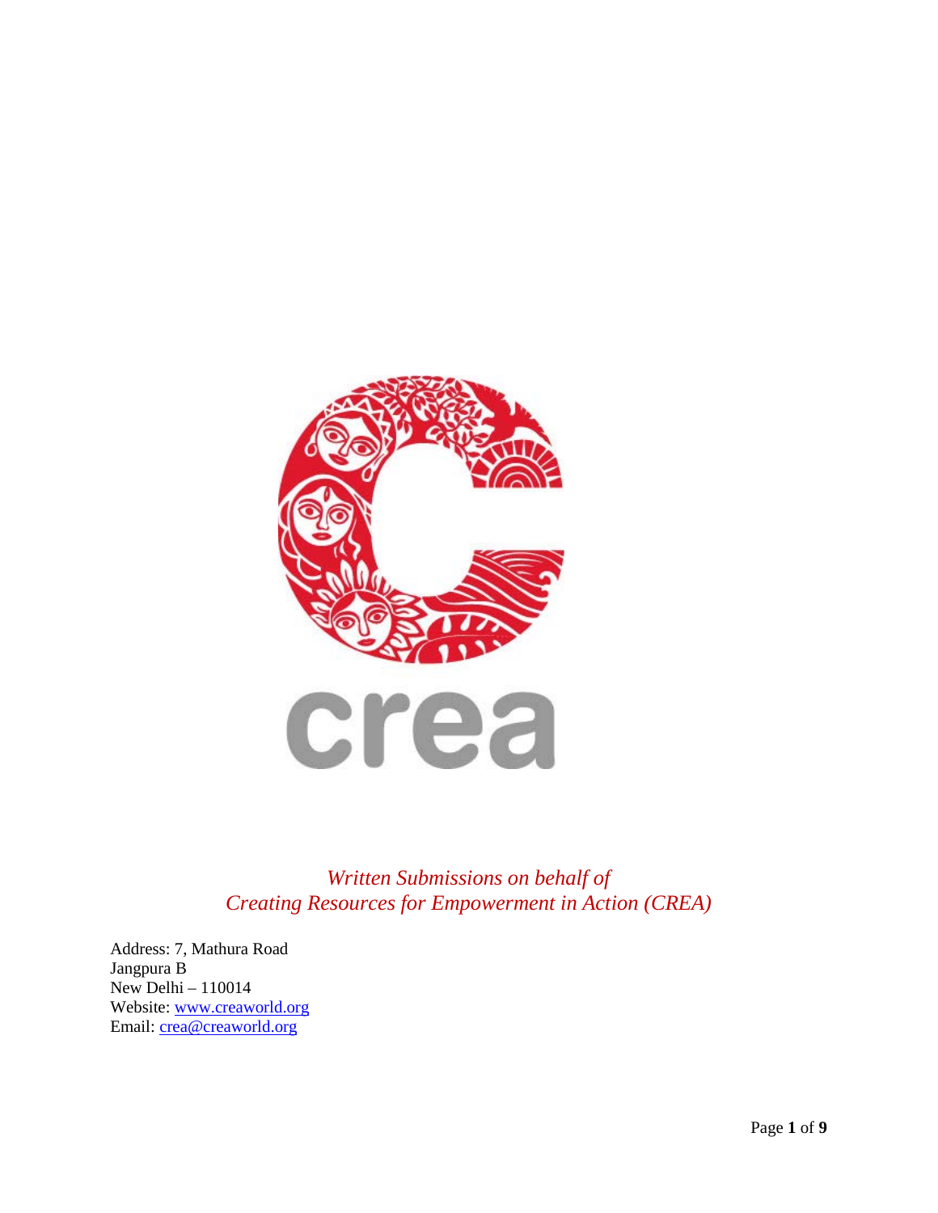*Written Submissions on behalf of*
*Creating Resources for Empowerment in Action (CREA)*

Address: 7, Mathura Road
Jangpura B
New Delhi – 110014
Website: [www.creaworld.org](http://www.creaworld.org)
Email: [crea@creaworld.org](mailto:crea@creaworld.org)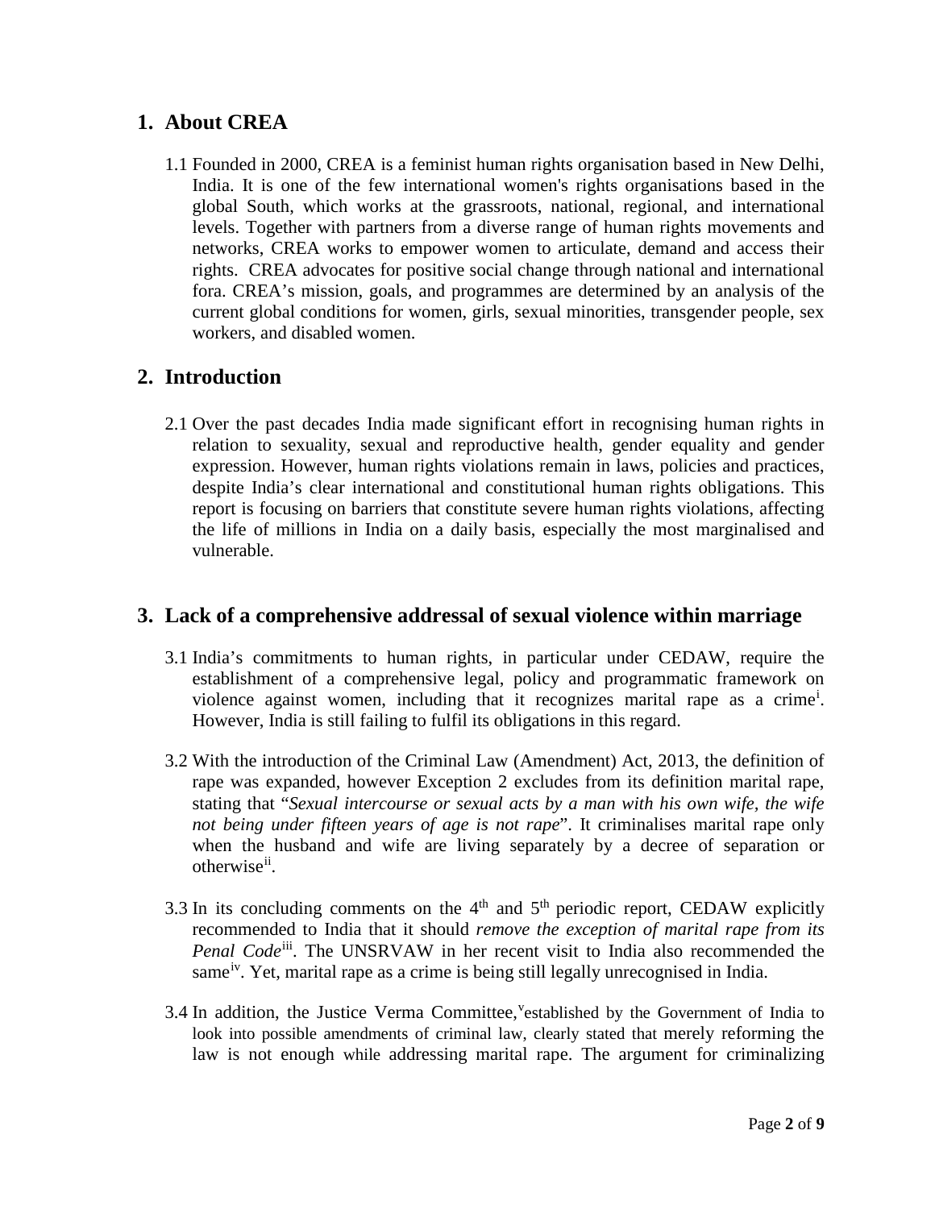## 1. About CREA

1.1 Founded in 2000, CREA is a feminist human rights organisation based in New Delhi, India. It is one of the few international women's rights organisations based in the global South, which works at the grassroots, national, regional, and international levels. Together with partners from a diverse range of human rights movements and networks, CREA works to empower women to articulate, demand and access their rights. CREA advocates for positive social change through national and international fora. CREA's mission, goals, and programmes are determined by an analysis of the current global conditions for women, girls, sexual minorities, transgender people, sex workers, and disabled women.

## 2. Introduction

2.1 Over the past decades India made significant effort in recognising human rights in relation to sexuality, sexual and reproductive health, gender equality and gender expression. However, human rights violations remain in laws, policies and practices, despite India's clear international and constitutional human rights obligations. This report is focusing on barriers that constitute severe human rights violations, affecting the life of millions in India on a daily basis, especially the most marginalised and vulnerable.

## 3. Lack of a comprehensive addressal of sexual violence within marriage

3.1 India's commitments to human rights, in particular under CEDAW, require the establishment of a comprehensive legal, policy and programmatic framework on violence against women, including that it recognizes marital rape as a crime[i]. However, India is still failing to fulfil its obligations in this regard.

3.2 With the introduction of the Criminal Law (Amendment) Act, 2013, the definition of rape was expanded, however Exception 2 excludes from its definition marital rape, stating that "*Sexual intercourse or sexual acts by a man with his own wife, the wife not being under fifteen years of age is not rape*". It criminalises marital rape only when the husband and wife are living separately by a decree of separation or otherwise[ii].

3.3 In its concluding comments on the 4th and 5th periodic report, CEDAW explicitly recommended to India that it should *remove the exception of marital rape from its Penal Code*[iii]. The UNSRVAW in her recent visit to India also recommended the same[iv]. Yet, marital rape as a crime is being still legally unrecognised in India.

3.4 In addition, the Justice Verma Committee,[v]established by the Government of India to look into possible amendments of criminal law, clearly stated that merely reforming the law is not enough while addressing marital rape. The argument for criminalizing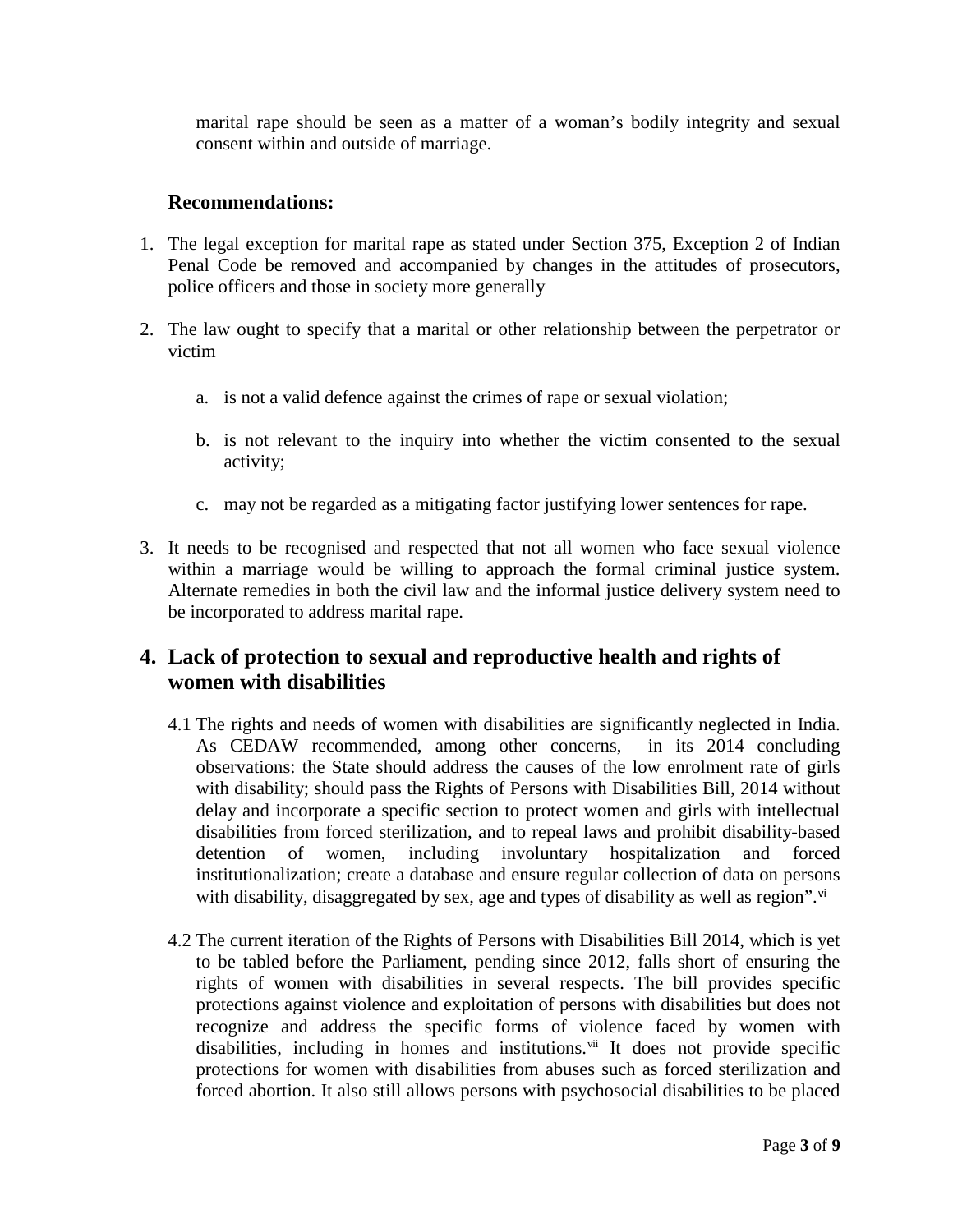marital rape should be seen as a matter of a woman's bodily integrity and sexual consent within and outside of marriage.

**Recommendations:**

1. The legal exception for marital rape as stated under Section 375, Exception 2 of Indian Penal Code be removed and accompanied by changes in the attitudes of prosecutors, police officers and those in society more generally

2. The law ought to specify that a marital or other relationship between the perpetrator or victim

   a. is not a valid defence against the crimes of rape or sexual violation;

   b. is not relevant to the inquiry into whether the victim consented to the sexual activity;

   c. may not be regarded as a mitigating factor justifying lower sentences for rape.

3. It needs to be recognised and respected that not all women who face sexual violence within a marriage would be willing to approach the formal criminal justice system. Alternate remedies in both the civil law and the informal justice delivery system need to be incorporated to address marital rape.

## 4. Lack of protection to sexual and reproductive health and rights of women with disabilities

4.1 The rights and needs of women with disabilities are significantly neglected in India. As CEDAW recommended, among other concerns, in its 2014 concluding observations: the State should address the causes of the low enrolment rate of girls with disability; should pass the Rights of Persons with Disabilities Bill, 2014 without delay and incorporate a specific section to protect women and girls with intellectual disabilities from forced sterilization, and to repeal laws and prohibit disability-based detention of women, including involuntary hospitalization and forced institutionalization; create a database and ensure regular collection of data on persons with disability, disaggregated by sex, age and types of disability as well as region".[vi]

4.2 The current iteration of the Rights of Persons with Disabilities Bill 2014, which is yet to be tabled before the Parliament, pending since 2012, falls short of ensuring the rights of women with disabilities in several respects. The bill provides specific protections against violence and exploitation of persons with disabilities but does not recognize and address the specific forms of violence faced by women with disabilities, including in homes and institutions.[vii] It does not provide specific protections for women with disabilities from abuses such as forced sterilization and forced abortion. It also still allows persons with psychosocial disabilities to be placed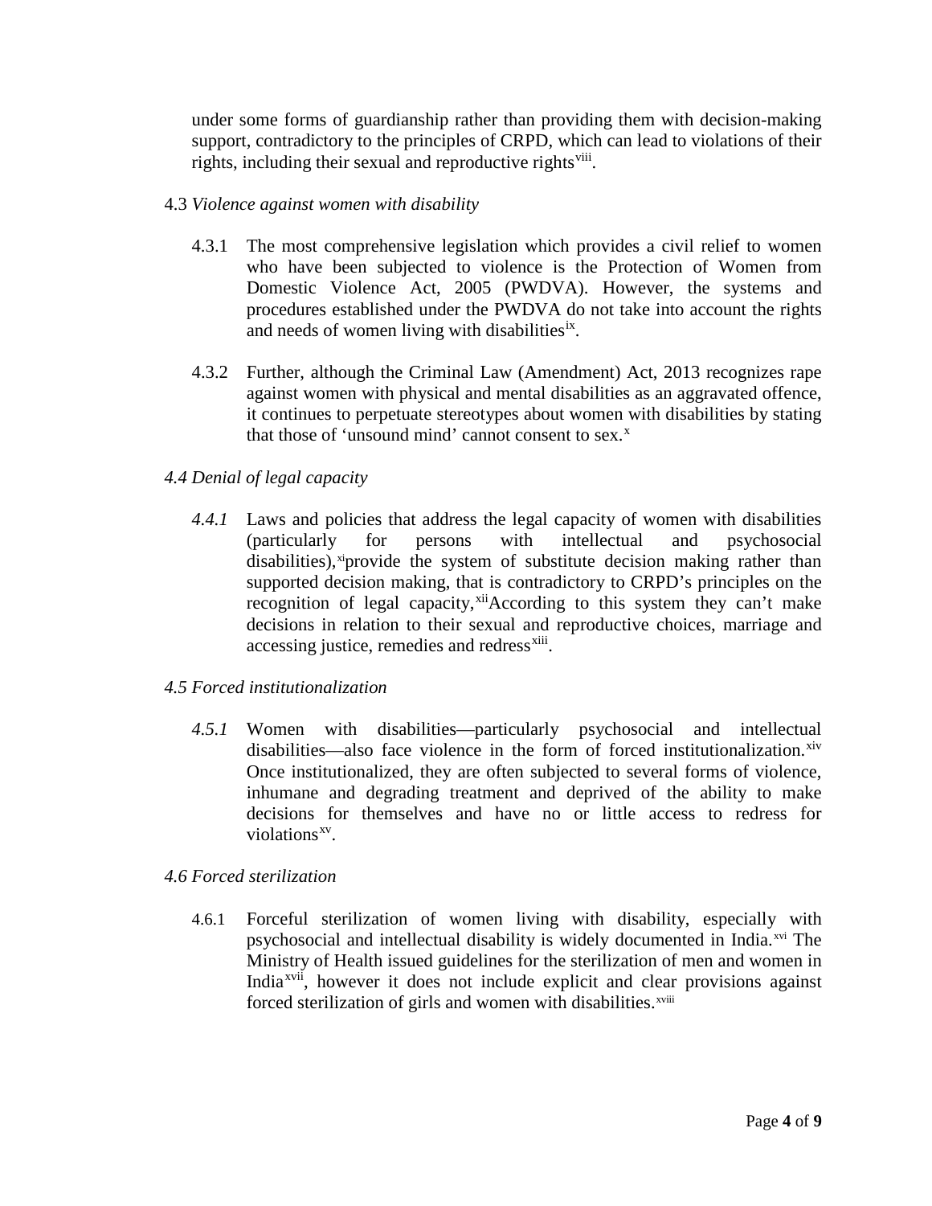under some forms of guardianship rather than providing them with decision-making support, contradictory to the principles of CRPD, which can lead to violations of their rights, including their sexual and reproductive rights[viii].

4.3 *Violence against women with disability*

4.3.1 The most comprehensive legislation which provides a civil relief to women who have been subjected to violence is the Protection of Women from Domestic Violence Act, 2005 (PWDVA). However, the systems and procedures established under the PWDVA do not take into account the rights and needs of women living with disabilities[ix].

4.3.2 Further, although the Criminal Law (Amendment) Act, 2013 recognizes rape against women with physical and mental disabilities as an aggravated offence, it continues to perpetuate stereotypes about women with disabilities by stating that those of 'unsound mind' cannot consent to sex.[x]

*4.4 Denial of legal capacity*

*4.4.1* Laws and policies that address the legal capacity of women with disabilities (particularly for persons with intellectual and psychosocial disabilities),[xi]provide the system of substitute decision making rather than supported decision making, that is contradictory to CRPD's principles on the recognition of legal capacity,[xii]According to this system they can't make decisions in relation to their sexual and reproductive choices, marriage and accessing justice, remedies and redress[xiii].

*4.5 Forced institutionalization*

*4.5.1* Women with disabilities—particularly psychosocial and intellectual disabilities—also face violence in the form of forced institutionalization.[xiv] Once institutionalized, they are often subjected to several forms of violence, inhumane and degrading treatment and deprived of the ability to make decisions for themselves and have no or little access to redress for violations[xv].

*4.6 Forced sterilization*

4.6.1 Forceful sterilization of women living with disability, especially with psychosocial and intellectual disability is widely documented in India.[xvi] The Ministry of Health issued guidelines for the sterilization of men and women in India[xvii], however it does not include explicit and clear provisions against forced sterilization of girls and women with disabilities.[xviii]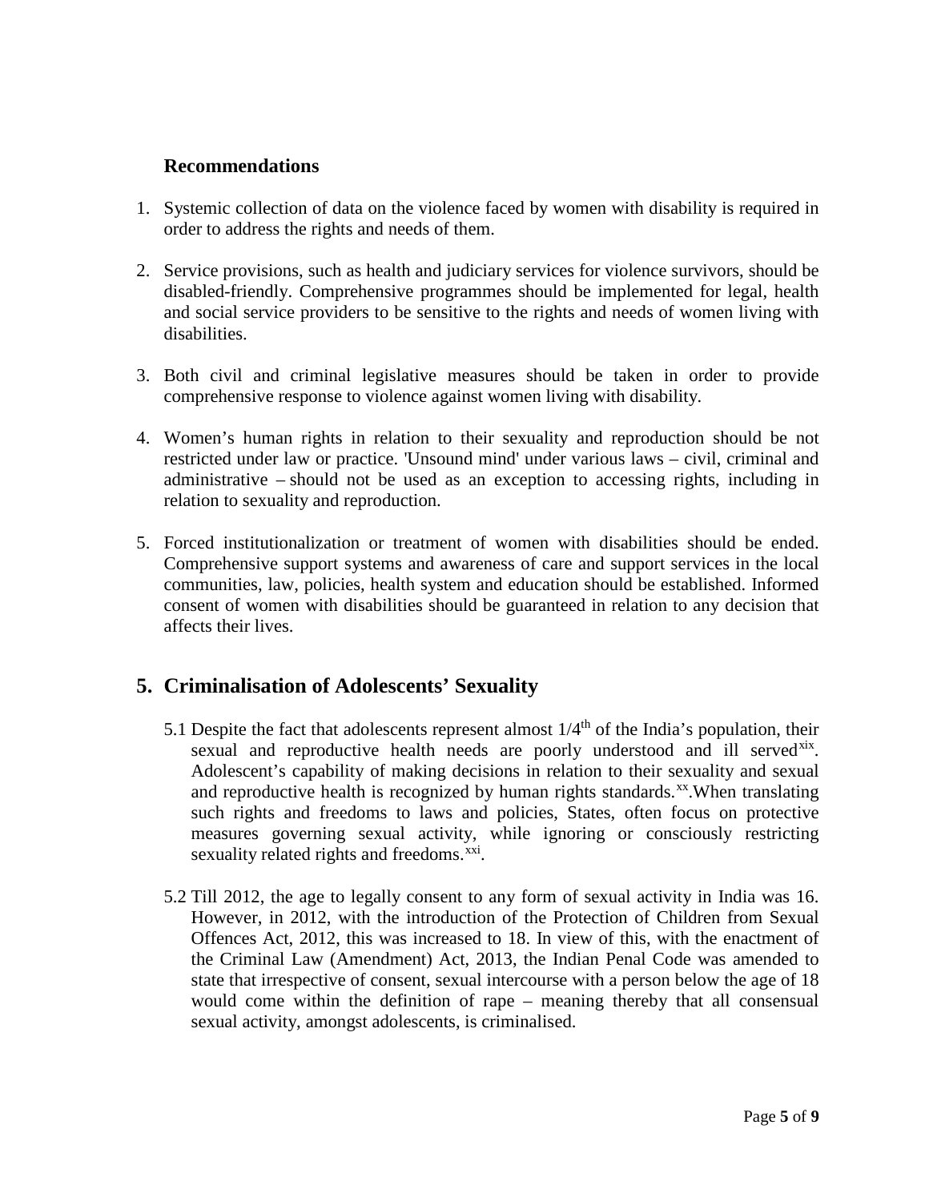### Recommendations

1. Systemic collection of data on the violence faced by women with disability is required in order to address the rights and needs of them.

2. Service provisions, such as health and judiciary services for violence survivors, should be disabled-friendly. Comprehensive programmes should be implemented for legal, health and social service providers to be sensitive to the rights and needs of women living with disabilities.

3. Both civil and criminal legislative measures should be taken in order to provide comprehensive response to violence against women living with disability.

4. Women's human rights in relation to their sexuality and reproduction should be not restricted under law or practice. 'Unsound mind' under various laws – civil, criminal and administrative – should not be used as an exception to accessing rights, including in relation to sexuality and reproduction.

5. Forced institutionalization or treatment of women with disabilities should be ended. Comprehensive support systems and awareness of care and support services in the local communities, law, policies, health system and education should be established. Informed consent of women with disabilities should be guaranteed in relation to any decision that affects their lives.

## 5. Criminalisation of Adolescents' Sexuality

5.1 Despite the fact that adolescents represent almost 1/4th of the India's population, their sexual and reproductive health needs are poorly understood and ill served[xix]. Adolescent's capability of making decisions in relation to their sexuality and sexual and reproductive health is recognized by human rights standards.[xx].When translating such rights and freedoms to laws and policies, States, often focus on protective measures governing sexual activity, while ignoring or consciously restricting sexuality related rights and freedoms.[xxi].

5.2 Till 2012, the age to legally consent to any form of sexual activity in India was 16. However, in 2012, with the introduction of the Protection of Children from Sexual Offences Act, 2012, this was increased to 18. In view of this, with the enactment of the Criminal Law (Amendment) Act, 2013, the Indian Penal Code was amended to state that irrespective of consent, sexual intercourse with a person below the age of 18 would come within the definition of rape – meaning thereby that all consensual sexual activity, amongst adolescents, is criminalised.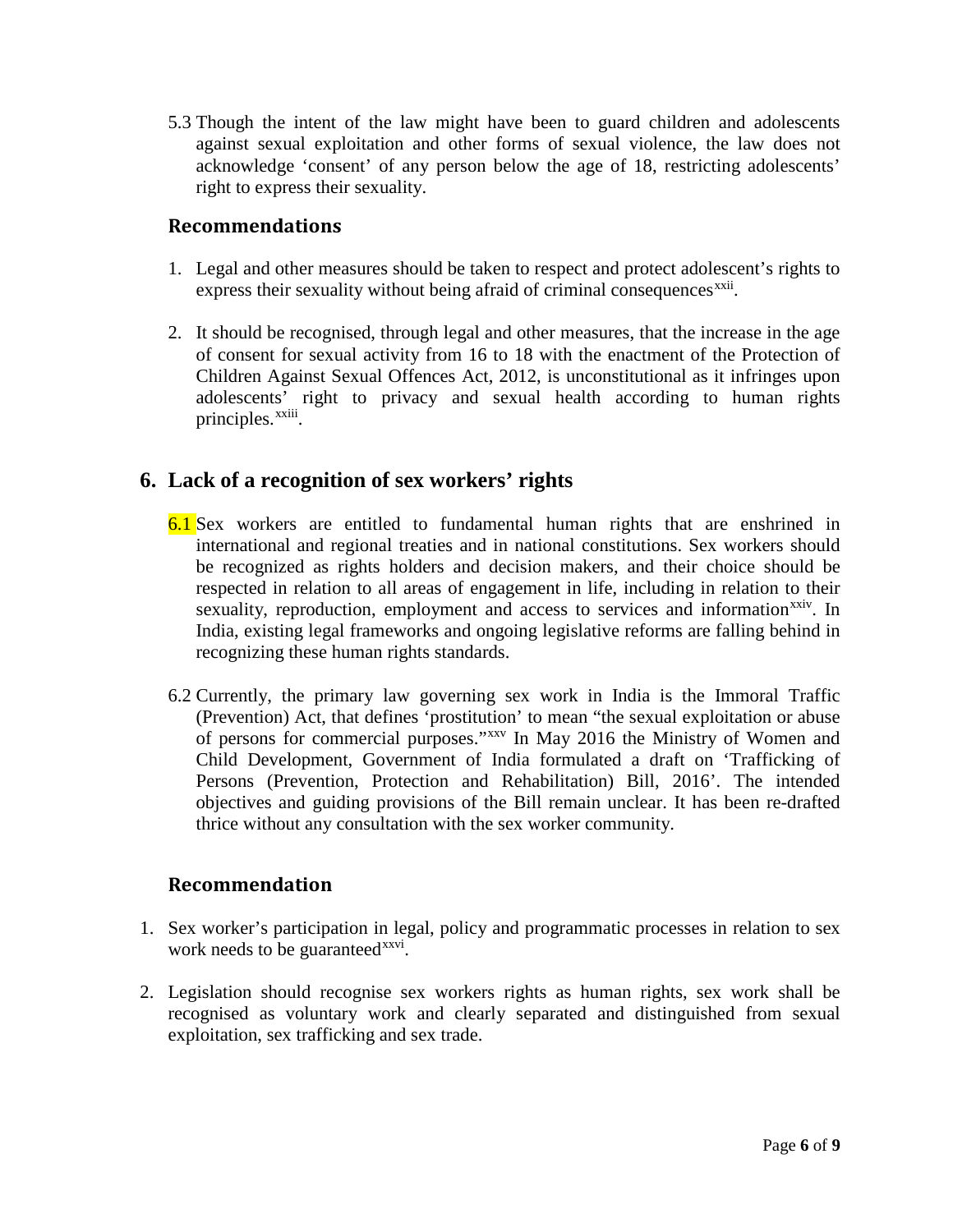5.3 Though the intent of the law might have been to guard children and adolescents against sexual exploitation and other forms of sexual violence, the law does not acknowledge 'consent' of any person below the age of 18, restricting adolescents' right to express their sexuality.

### Recommendations

1. Legal and other measures should be taken to respect and protect adolescent's rights to express their sexuality without being afraid of criminal consequences[xxii].

2. It should be recognised, through legal and other measures, that the increase in the age of consent for sexual activity from 16 to 18 with the enactment of the Protection of Children Against Sexual Offences Act, 2012, is unconstitutional as it infringes upon adolescents' right to privacy and sexual health according to human rights principles.[xxiii].

## 6. Lack of a recognition of sex workers' rights

6.1 Sex workers are entitled to fundamental human rights that are enshrined in international and regional treaties and in national constitutions. Sex workers should be recognized as rights holders and decision makers, and their choice should be respected in relation to all areas of engagement in life, including in relation to their sexuality, reproduction, employment and access to services and information[xxiv]. In India, existing legal frameworks and ongoing legislative reforms are falling behind in recognizing these human rights standards.

6.2 Currently, the primary law governing sex work in India is the Immoral Traffic (Prevention) Act, that defines 'prostitution' to mean "the sexual exploitation or abuse of persons for commercial purposes."[xxv] In May 2016 the Ministry of Women and Child Development, Government of India formulated a draft on 'Trafficking of Persons (Prevention, Protection and Rehabilitation) Bill, 2016'. The intended objectives and guiding provisions of the Bill remain unclear. It has been re-drafted thrice without any consultation with the sex worker community.

### Recommendation

1. Sex worker's participation in legal, policy and programmatic processes in relation to sex work needs to be guaranteed[xxvi].

2. Legislation should recognise sex workers rights as human rights, sex work shall be recognised as voluntary work and clearly separated and distinguished from sexual exploitation, sex trafficking and sex trade.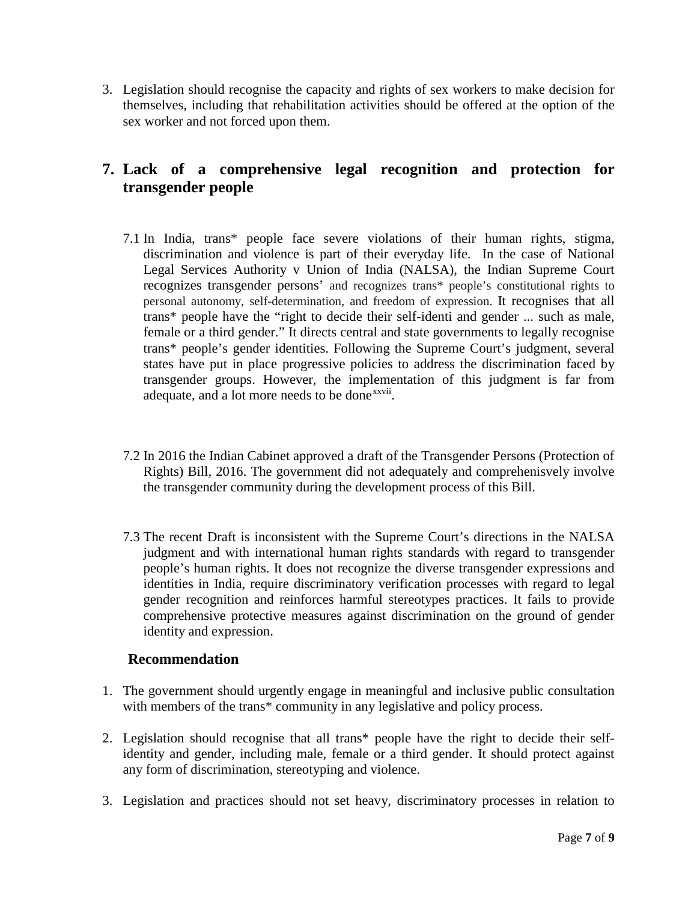3. Legislation should recognise the capacity and rights of sex workers to make decision for themselves, including that rehabilitation activities should be offered at the option of the sex worker and not forced upon them.

## 7. Lack of a comprehensive legal recognition and protection for transgender people

7.1 In India, trans* people face severe violations of their human rights, stigma, discrimination and violence is part of their everyday life. In the case of National Legal Services Authority v Union of India (NALSA), the Indian Supreme Court recognizes transgender persons' and recognizes trans* people's constitutional rights to personal autonomy, self-determination, and freedom of expression. It recognises that all trans* people have the "right to decide their self-identi and gender ... such as male, female or a third gender." It directs central and state governments to legally recognise trans* people's gender identities. Following the Supreme Court's judgment, several states have put in place progressive policies to address the discrimination faced by transgender groups. However, the implementation of this judgment is far from adequate, and a lot more needs to be done[xxvii].

7.2 In 2016 the Indian Cabinet approved a draft of the Transgender Persons (Protection of Rights) Bill, 2016. The government did not adequately and comprehenisvely involve the transgender community during the development process of this Bill.

7.3 The recent Draft is inconsistent with the Supreme Court's directions in the NALSA judgment and with international human rights standards with regard to transgender people's human rights. It does not recognize the diverse transgender expressions and identities in India, require discriminatory verification processes with regard to legal gender recognition and reinforces harmful stereotypes practices. It fails to provide comprehensive protective measures against discrimination on the ground of gender identity and expression.

### Recommendation

1. The government should urgently engage in meaningful and inclusive public consultation with members of the trans* community in any legislative and policy process.

2. Legislation should recognise that all trans* people have the right to decide their self-identity and gender, including male, female or a third gender. It should protect against any form of discrimination, stereotyping and violence.

3. Legislation and practices should not set heavy, discriminatory processes in relation to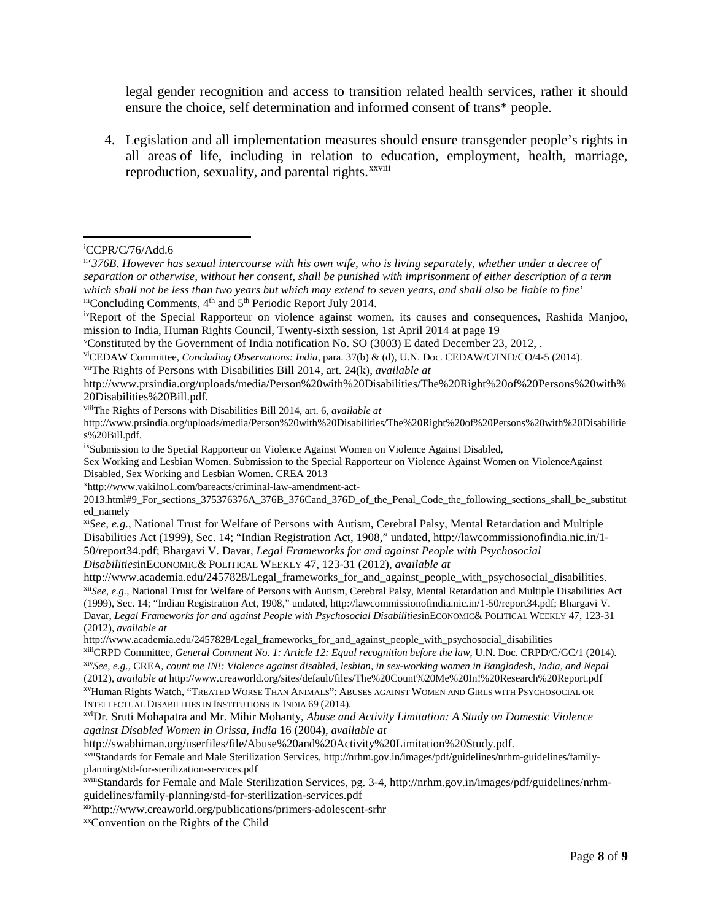legal gender recognition and access to transition related health services, rather it should ensure the choice, self determination and informed consent of trans* people.

4. Legislation and all implementation measures should ensure transgender people's rights in all areas of life, including in relation to education, employment, health, marriage, reproduction, sexuality, and parental rights.[xxviii]

---

[i]CCPR/C/76/Add.6

[ii]'*376B. However has sexual intercourse with his own wife, who is living separately, whether under a decree of separation or otherwise, without her consent, shall be punished with imprisonment of either description of a term which shall not be less than two years but which may extend to seven years, and shall also be liable to fine*'

[iii]Concluding Comments, 4th and 5th Periodic Report July 2014.

[iv]Report of the Special Rapporteur on violence against women, its causes and consequences, Rashida Manjoo, mission to India, Human Rights Council, Twenty-sixth session, 1st April 2014 at page 19

[v]Constituted by the Government of India notification No. SO (3003) E dated December 23, 2012, .

[vi]CEDAW Committee, *Concluding Observations: India*, para. 37(b) & (d), U.N. Doc. CEDAW/C/IND/CO/4-5 (2014).

[vii]The Rights of Persons with Disabilities Bill 2014, art. 24(k), *available at* http://www.prsindia.org/uploads/media/Person%20with%20Disabilities/The%20Right%20of%20Persons%20with%20Disabilities%20Bill.pdf.

[viii]The Rights of Persons with Disabilities Bill 2014, art. 6, *available at* http://www.prsindia.org/uploads/media/Person%20with%20Disabilities/The%20Right%20of%20Persons%20with%20Disabilities%20Bill.pdf.

[ix]Submission to the Special Rapporteur on Violence Against Women on Violence Against Disabled, Sex Working and Lesbian Women. Submission to the Special Rapporteur on Violence Against Women on ViolenceAgainst Disabled, Sex Working and Lesbian Women. CREA 2013

[x]http://www.vakilno1.com/bareacts/criminal-law-amendment-act-2013.html#9_For_sections_375376376A_376B_376Cand_376D_of_the_Penal_Code_the_following_sections_shall_be_substituted_namely

[xi]*See, e.g.*, National Trust for Welfare of Persons with Autism, Cerebral Palsy, Mental Retardation and Multiple Disabilities Act (1999), Sec. 14; "Indian Registration Act, 1908," undated, http://lawcommissionofindia.nic.in/1-50/report34.pdf; Bhargavi V. Davar, *Legal Frameworks for and against People with Psychosocial Disabilities*inECONOMIC& POLITICAL WEEKLY 47, 123-31 (2012), *available at* http://www.academia.edu/2457828/Legal_frameworks_for_and_against_people_with_psychosocial_disabilities.

[xii]*See, e.g.*, National Trust for Welfare of Persons with Autism, Cerebral Palsy, Mental Retardation and Multiple Disabilities Act (1999), Sec. 14; "Indian Registration Act, 1908," undated, http://lawcommissionofindia.nic.in/1-50/report34.pdf; Bhargavi V. Davar, *Legal Frameworks for and against People with Psychosocial Disabilities*inECONOMIC& POLITICAL WEEKLY 47, 123-31 (2012), *available at* http://www.academia.edu/2457828/Legal_frameworks_for_and_against_people_with_psychosocial_disabilities

[xiii]CRPD Committee, *General Comment No. 1: Article 12: Equal recognition before the law*, U.N. Doc. CRPD/C/GC/1 (2014).

[xiv]*See, e.g.*, CREA, *count me IN!: Violence against disabled, lesbian, in sex-working women in Bangladesh, India, and Nepal* (2012), *available at* http://www.creaworld.org/sites/default/files/The%20Count%20Me%20In!%20Research%20Report.pdf

[xv]Human Rights Watch, "TREATED WORSE THAN ANIMALS": ABUSES AGAINST WOMEN AND GIRLS WITH PSYCHOSOCIAL OR INTELLECTUAL DISABILITIES IN INSTITUTIONS IN INDIA 69 (2014).

[xvi]Dr. Sruti Mohapatra and Mr. Mihir Mohanty, *Abuse and Activity Limitation: A Study on Domestic Violence against Disabled Women in Orissa, India* 16 (2004), *available at* http://swabhiman.org/userfiles/file/Abuse%20and%20Activity%20Limitation%20Study.pdf.

[xvii]Standards for Female and Male Sterilization Services, http://nrhm.gov.in/images/pdf/guidelines/nrhm-guidelines/family-planning/std-for-sterilization-services.pdf

[xviii]Standards for Female and Male Sterilization Services, pg. 3-4, http://nrhm.gov.in/images/pdf/guidelines/nrhm-guidelines/family-planning/std-for-sterilization-services.pdf

[xix]http://www.creaworld.org/publications/primers-adolescent-srhr

[xx]Convention on the Rights of the Child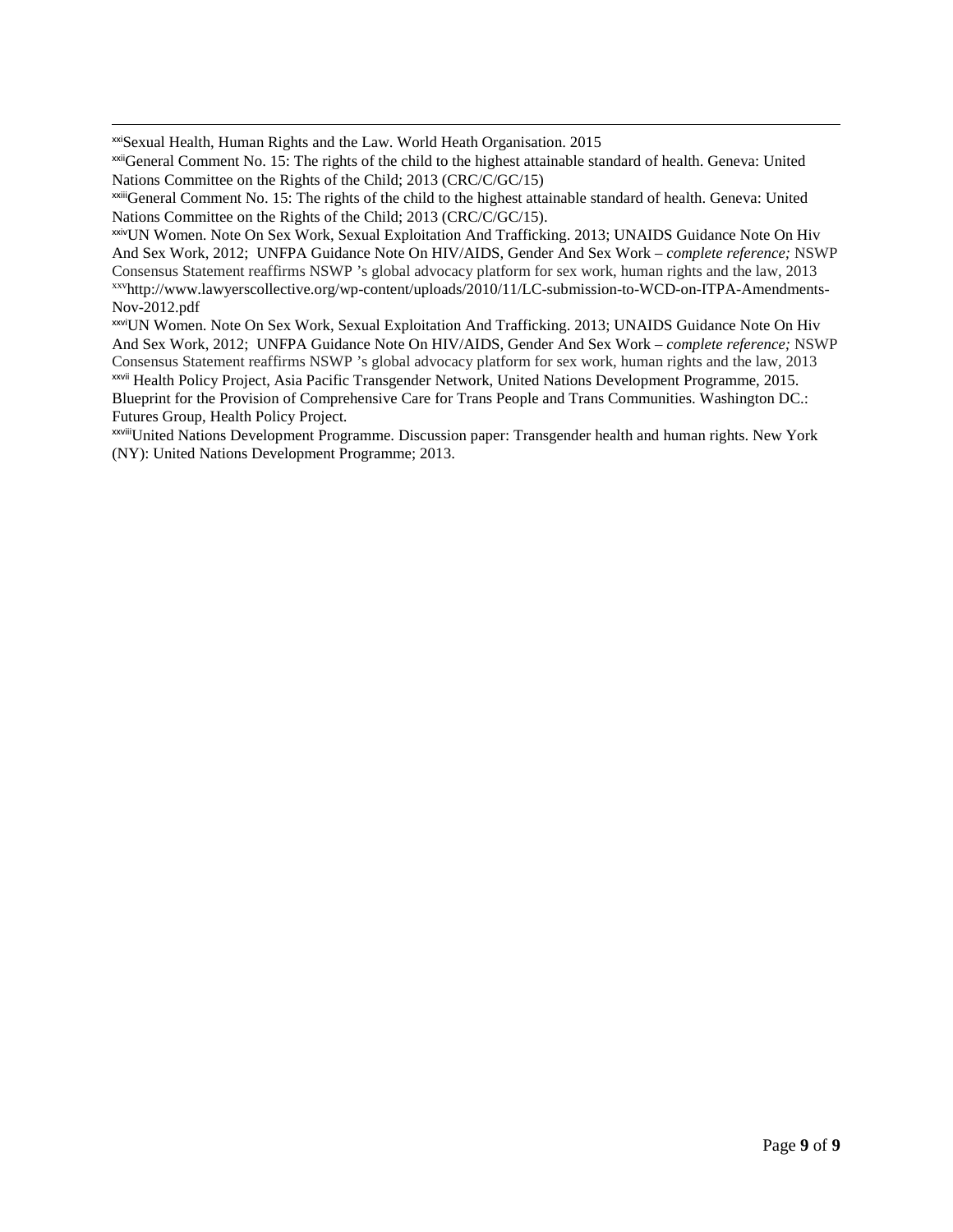---

[xxi]Sexual Health, Human Rights and the Law. World Heath Organisation. 2015

[xxii]General Comment No. 15: The rights of the child to the highest attainable standard of health. Geneva: United Nations Committee on the Rights of the Child; 2013 (CRC/C/GC/15)

[xxiii]General Comment No. 15: The rights of the child to the highest attainable standard of health. Geneva: United Nations Committee on the Rights of the Child; 2013 (CRC/C/GC/15).

[xxiv]UN Women. Note On Sex Work, Sexual Exploitation And Trafficking. 2013; UNAIDS Guidance Note On Hiv And Sex Work, 2012; UNFPA Guidance Note On HIV/AIDS, Gender And Sex Work – *complete reference;* NSWP Consensus Statement reaffirms NSWP 's global advocacy platform for sex work, human rights and the law, 2013

[xxv]http://www.lawyerscollective.org/wp-content/uploads/2010/11/LC-submission-to-WCD-on-ITPA-Amendments-Nov-2012.pdf

[xxvi]UN Women. Note On Sex Work, Sexual Exploitation And Trafficking. 2013; UNAIDS Guidance Note On Hiv And Sex Work, 2012; UNFPA Guidance Note On HIV/AIDS, Gender And Sex Work – *complete reference;* NSWP Consensus Statement reaffirms NSWP 's global advocacy platform for sex work, human rights and the law, 2013

[xxvii] Health Policy Project, Asia Pacific Transgender Network, United Nations Development Programme, 2015. Blueprint for the Provision of Comprehensive Care for Trans People and Trans Communities. Washington DC.: Futures Group, Health Policy Project.

[xxviii]United Nations Development Programme. Discussion paper: Transgender health and human rights. New York (NY): United Nations Development Programme; 2013.